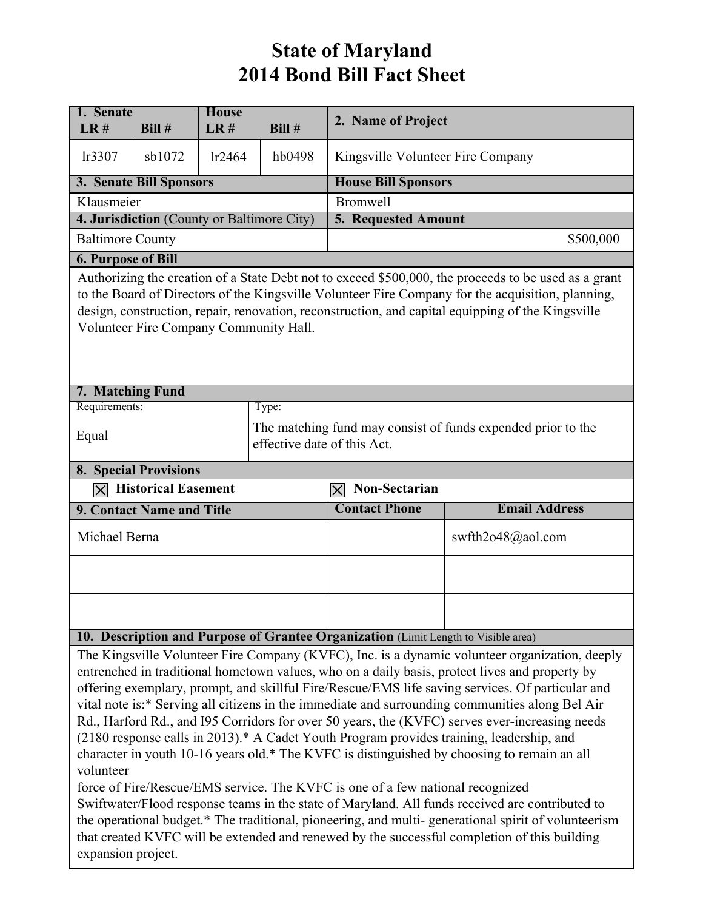# State of Maryland
# 2014 Bond Bill Fact Sheet

| 1. Senate LR # | Bill # | House LR # | Bill # | 2. Name of Project |
|---|---|---|---|---|
| lr3307 | sb1072 | lr2464 | hb0498 | Kingsville Volunteer Fire Company |

| 3. Senate Bill Sponsors | House Bill Sponsors |
|---|---|
| Klausmeier | Bromwell |

| 4. Jurisdiction (County or Baltimore City) | 5. Requested Amount |
|---|---|
| Baltimore County | $500,000 |

**6. Purpose of Bill**

Authorizing the creation of a State Debt not to exceed $500,000, the proceeds to be used as a grant to the Board of Directors of the Kingsville Volunteer Fire Company for the acquisition, planning, design, construction, repair, renovation, reconstruction, and capital equipping of the Kingsville Volunteer Fire Company Community Hall.

**7. Matching Fund**

| Requirements: | Type: |
|---|---|
| Equal | The matching fund may consist of funds expended prior to the effective date of this Act. |

**8. Special Provisions**

☒ Historical Easement ☒ Non-Sectarian

| 9. Contact Name and Title | Contact Phone | Email Address |
|---|---|---|
| Michael Berna | | swfth2o48@aol.com |
| | | |
| | | |

**10. Description and Purpose of Grantee Organization** (Limit Length to Visible area)

The Kingsville Volunteer Fire Company (KVFC), Inc. is a dynamic volunteer organization, deeply entrenched in traditional hometown values, who on a daily basis, protect lives and property by offering exemplary, prompt, and skillful Fire/Rescue/EMS life saving services. Of particular and vital note is:* Serving all citizens in the immediate and surrounding communities along Bel Air Rd., Harford Rd., and I95 Corridors for over 50 years, the (KVFC) serves ever-increasing needs (2180 response calls in 2013).* A Cadet Youth Program provides training, leadership, and character in youth 10-16 years old.* The KVFC is distinguished by choosing to remain an all volunteer
force of Fire/Rescue/EMS service. The KVFC is one of a few national recognized Swiftwater/Flood response teams in the state of Maryland. All funds received are contributed to the operational budget.* The traditional, pioneering, and multi- generational spirit of volunteerism that created KVFC will be extended and renewed by the successful completion of this building expansion project.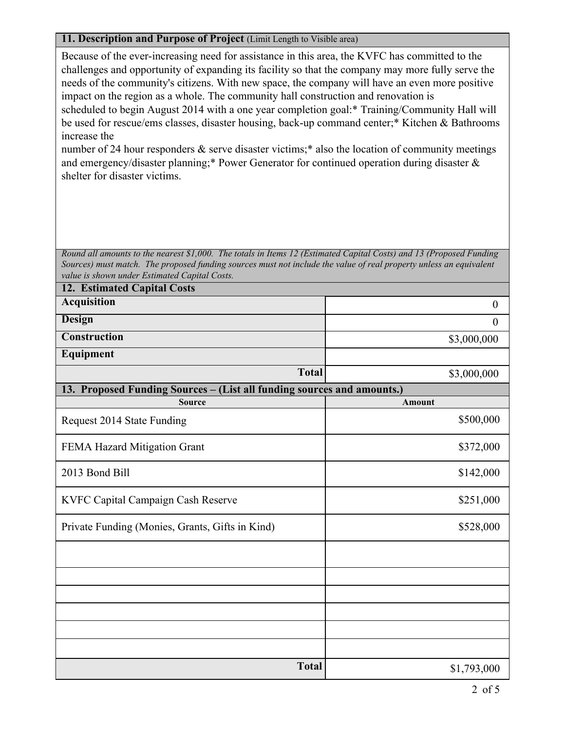## 11. Description and Purpose of Project (Limit Length to Visible area)

Because of the ever-increasing need for assistance in this area, the KVFC has committed to the challenges and opportunity of expanding its facility so that the company may more fully serve the needs of the community's citizens. With new space, the company will have an even more positive impact on the region as a whole. The community hall construction and renovation is scheduled to begin August 2014 with a one year completion goal:* Training/Community Hall will be used for rescue/ems classes, disaster housing, back-up command center;* Kitchen & Bathrooms increase the number of 24 hour responders & serve disaster victims;* also the location of community meetings and emergency/disaster planning;* Power Generator for continued operation during disaster & shelter for disaster victims.

*Round all amounts to the nearest $1,000. The totals in Items 12 (Estimated Capital Costs) and 13 (Proposed Funding Sources) must match. The proposed funding sources must not include the value of real property unless an equivalent value is shown under Estimated Capital Costs.*

## 12. Estimated Capital Costs

| | |
|---|---|
| **Acquisition** | 0 |
| **Design** | 0 |
| **Construction** | $3,000,000 |
| **Equipment** | |
| **Total** | $3,000,000 |

## 13. Proposed Funding Sources – (List all funding sources and amounts.)

| Source | Amount |
|---|---|
| Request 2014 State Funding | $500,000 |
| FEMA Hazard Mitigation Grant | $372,000 |
| 2013 Bond Bill | $142,000 |
| KVFC Capital Campaign Cash Reserve | $251,000 |
| Private Funding (Monies, Grants, Gifts in Kind) | $528,000 |
| | |
| | |
| | |
| | |
| | |
| | |
| **Total** | $1,793,000 |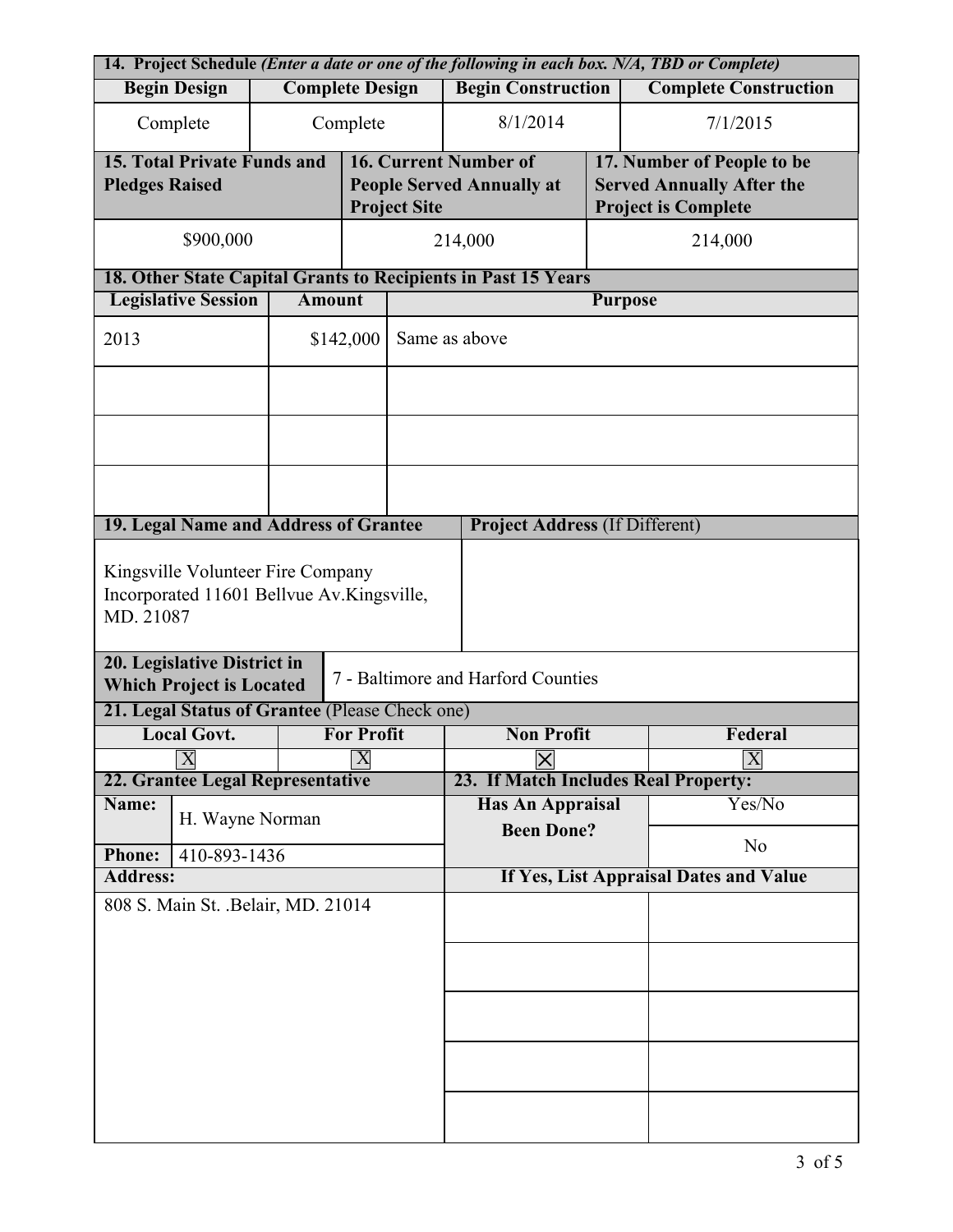| 14. Project Schedule *(Enter a date or one of the following in each box. N/A, TBD or Complete)* | | | |
|---|---|---|---|
| **Begin Design** | **Complete Design** | **Begin Construction** | **Complete Construction** |
| Complete | Complete | 8/1/2014 | 7/1/2015 |

| 15. Total Private Funds and Pledges Raised | 16. Current Number of People Served Annually at Project Site | 17. Number of People to be Served Annually After the Project is Complete |
|---|---|---|
| $900,000 | 214,000 | 214,000 |

| 18. Other State Capital Grants to Recipients in Past 15 Years | | |
|---|---|---|
| **Legislative Session** | **Amount** | **Purpose** |
| 2013 | $142,000 | Same as above |
| | | |
| | | |
| | | |

| 19. Legal Name and Address of Grantee | Project Address (If Different) |
|---|---|
| Kingsville Volunteer Fire Company Incorporated 11601 Bellvue Av.Kingsville, MD. 21087 | |

| 20. Legislative District in Which Project is Located | 7 - Baltimore and Harford Counties |
|---|---|

| 21. Legal Status of Grantee (Please Check one) | | | |
|---|---|---|---|
| **Local Govt.** | **For Profit** | **Non Profit** | **Federal** |
| X | X | ☒ | X |

| 22. Grantee Legal Representative | | 23. If Match Includes Real Property: | |
|---|---|---|---|
| **Name:** | H. Wayne Norman | **Has An Appraisal Been Done?** | Yes/No |
| **Phone:** | 410-893-1436 | | No |
| **Address:** | | **If Yes, List Appraisal Dates and Value** | |
| 808 S. Main St. .Belair, MD. 21014 | | | |
| | | | |
| | | | |
| | | | |
| | | | |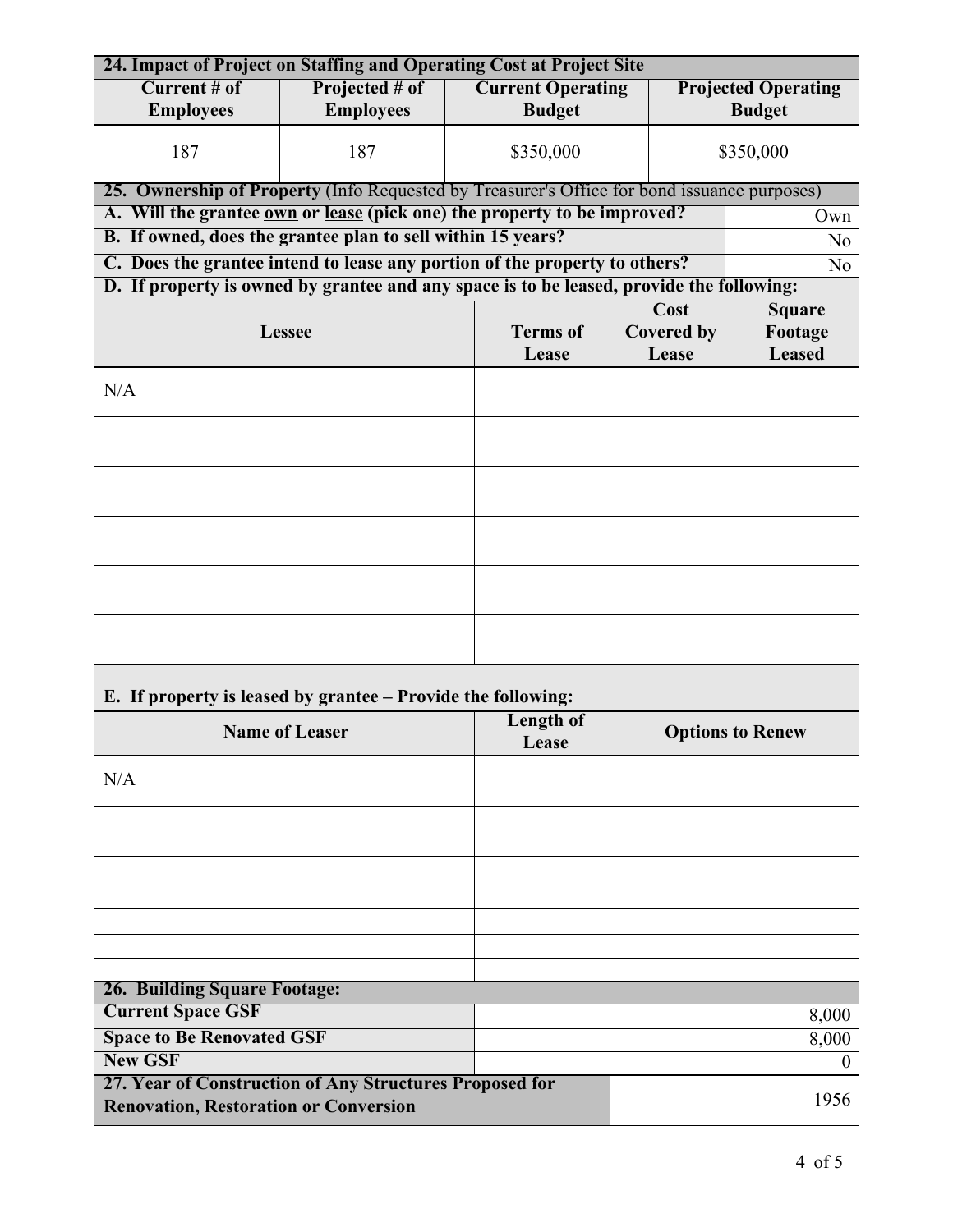| 24. Impact of Project on Staffing and Operating Cost at Project Site | | | |
|---|---|---|---|
| **Current # of Employees** | **Projected # of Employees** | **Current Operating Budget** | **Projected Operating Budget** |
| 187 | 187 | $350,000 | $350,000 |

**25. Ownership of Property** (Info Requested by Treasurer's Office for bond issuance purposes)

| | |
|---|---|
| **A. Will the grantee own or lease (pick one) the property to be improved?** | Own |
| **B. If owned, does the grantee plan to sell within 15 years?** | No |
| **C. Does the grantee intend to lease any portion of the property to others?** | No |

**D. If property is owned by grantee and any space is to be leased, provide the following:**

| Lessee | Terms of Lease | Cost Covered by Lease | Square Footage Leased |
|---|---|---|---|
| N/A | | | |
| | | | |
| | | | |
| | | | |
| | | | |
| | | | |

**E. If property is leased by grantee – Provide the following:**

| Name of Leaser | Length of Lease | Options to Renew |
|---|---|---|
| N/A | | |
| | | |
| | | |
| | | |
| | | |
| | | |

**26. Building Square Footage:**

| | |
|---|---|
| **Current Space GSF** | 8,000 |
| **Space to Be Renovated GSF** | 8,000 |
| **New GSF** | 0 |

| | |
|---|---|
| **27. Year of Construction of Any Structures Proposed for Renovation, Restoration or Conversion** | 1956 |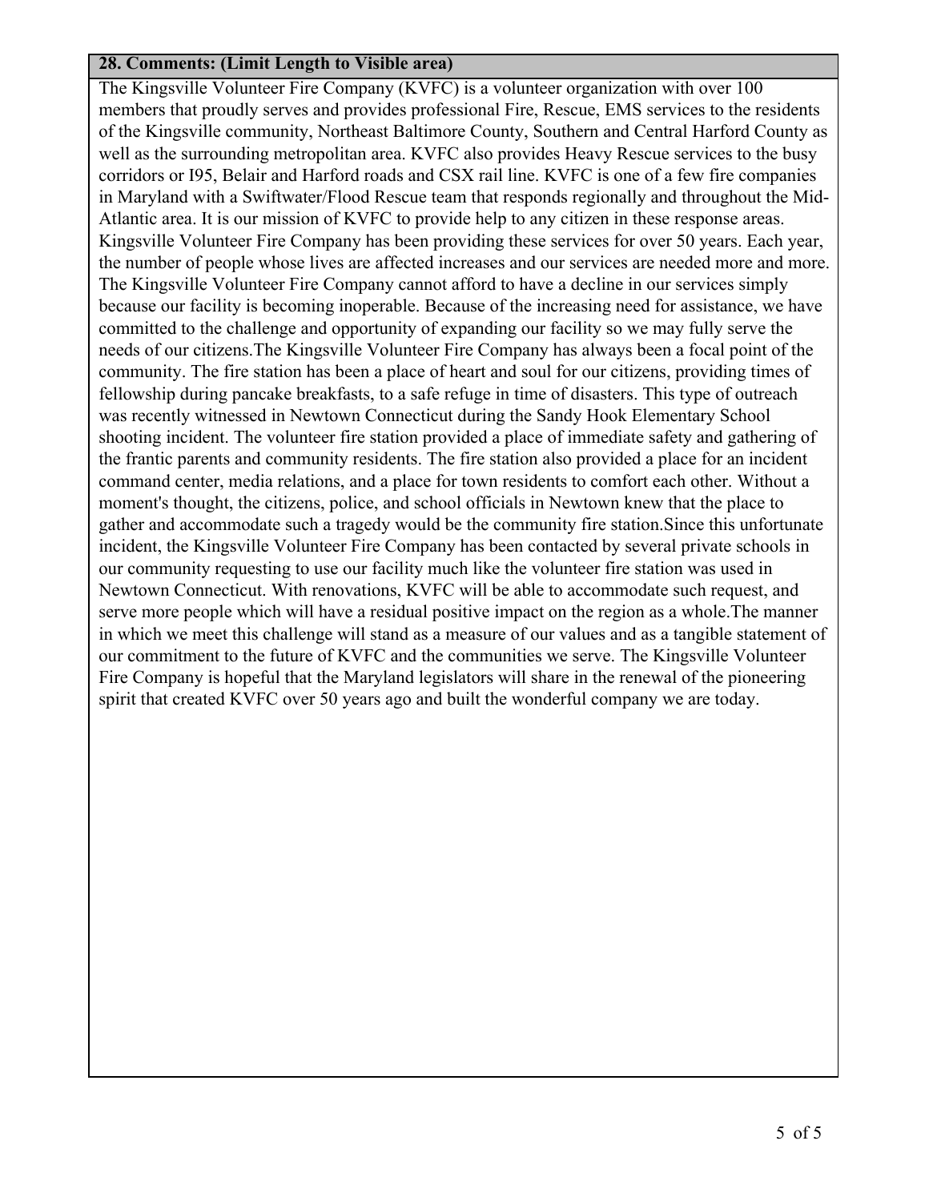## 28. Comments: (Limit Length to Visible area)

The Kingsville Volunteer Fire Company (KVFC) is a volunteer organization with over 100 members that proudly serves and provides professional Fire, Rescue, EMS services to the residents of the Kingsville community, Northeast Baltimore County, Southern and Central Harford County as well as the surrounding metropolitan area. KVFC also provides Heavy Rescue services to the busy corridors or I95, Belair and Harford roads and CSX rail line. KVFC is one of a few fire companies in Maryland with a Swiftwater/Flood Rescue team that responds regionally and throughout the Mid-Atlantic area. It is our mission of KVFC to provide help to any citizen in these response areas. Kingsville Volunteer Fire Company has been providing these services for over 50 years. Each year, the number of people whose lives are affected increases and our services are needed more and more. The Kingsville Volunteer Fire Company cannot afford to have a decline in our services simply because our facility is becoming inoperable. Because of the increasing need for assistance, we have committed to the challenge and opportunity of expanding our facility so we may fully serve the needs of our citizens.The Kingsville Volunteer Fire Company has always been a focal point of the community. The fire station has been a place of heart and soul for our citizens, providing times of fellowship during pancake breakfasts, to a safe refuge in time of disasters. This type of outreach was recently witnessed in Newtown Connecticut during the Sandy Hook Elementary School shooting incident. The volunteer fire station provided a place of immediate safety and gathering of the frantic parents and community residents. The fire station also provided a place for an incident command center, media relations, and a place for town residents to comfort each other. Without a moment's thought, the citizens, police, and school officials in Newtown knew that the place to gather and accommodate such a tragedy would be the community fire station.Since this unfortunate incident, the Kingsville Volunteer Fire Company has been contacted by several private schools in our community requesting to use our facility much like the volunteer fire station was used in Newtown Connecticut. With renovations, KVFC will be able to accommodate such request, and serve more people which will have a residual positive impact on the region as a whole.The manner in which we meet this challenge will stand as a measure of our values and as a tangible statement of our commitment to the future of KVFC and the communities we serve. The Kingsville Volunteer Fire Company is hopeful that the Maryland legislators will share in the renewal of the pioneering spirit that created KVFC over 50 years ago and built the wonderful company we are today.